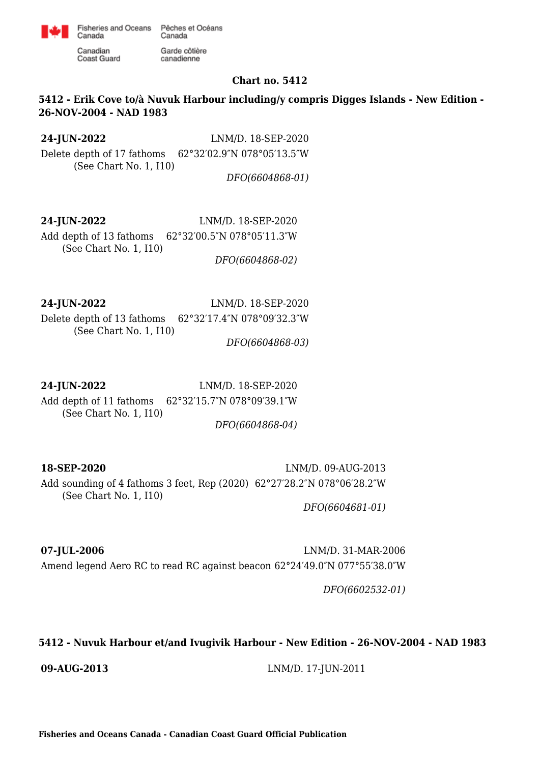Fisheries and Oceans Canada / Pêches et Océans Canada

Canadian Coast Guard / Garde côtière canadienne

**Chart no. 5412**

**5412 - Erik Cove to/à Nuvuk Harbour including/y compris Digges Islands - New Edition - 26-NOV-2004 - NAD 1983**

**24-JUN-2022** LNM/D. 18-SEP-2020

Delete depth of 17 fathoms 62°32′02.9″N 078°05′13.5″W
(See Chart No. 1, I10)

*DFO(6604868-01)*

**24-JUN-2022** LNM/D. 18-SEP-2020

Add depth of 13 fathoms 62°32′00.5″N 078°05′11.3″W
(See Chart No. 1, I10)

*DFO(6604868-02)*

**24-JUN-2022** LNM/D. 18-SEP-2020

Delete depth of 13 fathoms 62°32′17.4″N 078°09′32.3″W
(See Chart No. 1, I10)

*DFO(6604868-03)*

**24-JUN-2022** LNM/D. 18-SEP-2020

Add depth of 11 fathoms 62°32′15.7″N 078°09′39.1″W
(See Chart No. 1, I10)

*DFO(6604868-04)*

**18-SEP-2020** LNM/D. 09-AUG-2013

Add sounding of 4 fathoms 3 feet, Rep (2020) 62°27′28.2″N 078°06′28.2″W
(See Chart No. 1, I10)

*DFO(6604681-01)*

**07-JUL-2006** LNM/D. 31-MAR-2006

Amend legend Aero RC to read RC against beacon 62°24′49.0″N 077°55′38.0″W

*DFO(6602532-01)*

**5412 - Nuvuk Harbour et/and Ivugivik Harbour - New Edition - 26-NOV-2004 - NAD 1983**

**09-AUG-2013** LNM/D. 17-JUN-2011

**Fisheries and Oceans Canada - Canadian Coast Guard Official Publication**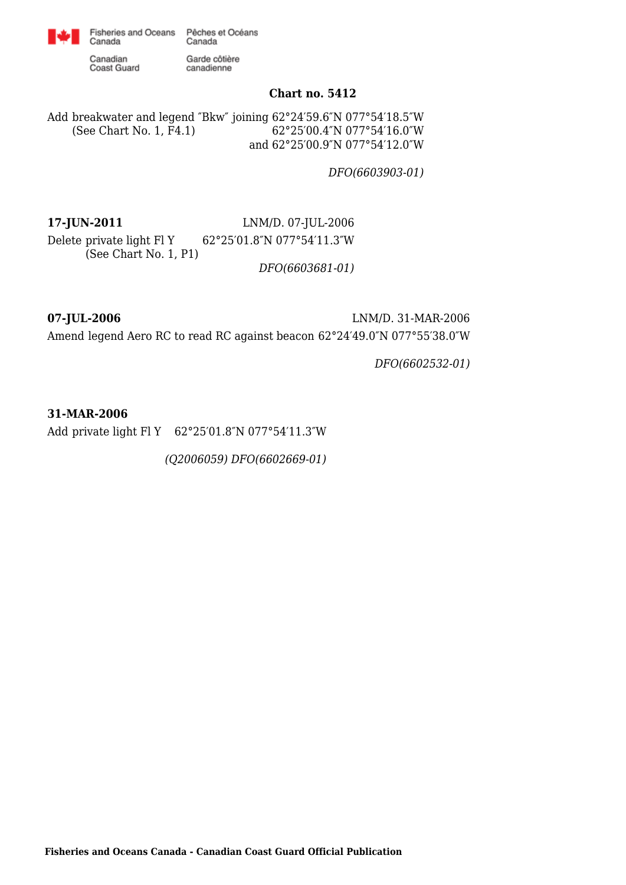**Chart no. 5412**

Add breakwater and legend ″Bkw″ joining 62°24′59.6″N 077°54′18.5″W
(See Chart No. 1, F4.1) 62°25′00.4″N 077°54′16.0″W
and 62°25′00.9″N 077°54′12.0″W

*DFO(6603903-01)*

**17-JUN-2011** LNM/D. 07-JUL-2006

Delete private light Fl Y 62°25′01.8″N 077°54′11.3″W
(See Chart No. 1, P1)

*DFO(6603681-01)*

**07-JUL-2006** LNM/D. 31-MAR-2006

Amend legend Aero RC to read RC against beacon 62°24′49.0″N 077°55′38.0″W

*DFO(6602532-01)*

**31-MAR-2006**

Add private light Fl Y 62°25′01.8″N 077°54′11.3″W

*(Q2006059) DFO(6602669-01)*